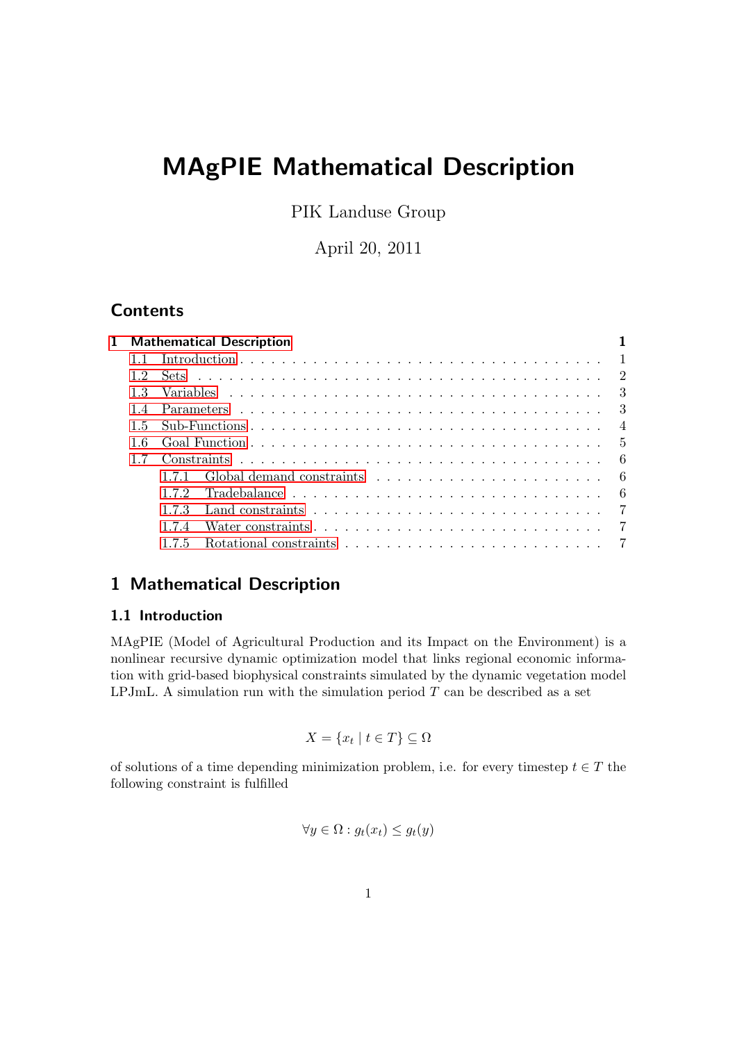# MAgPIE Mathematical Description

PIK Landuse Group

April 20, 2011

## Contents

1 Mathematical Description 1
- 1.1 Introduction 1
- 1.2 Sets 2
- 1.3 Variables 3
- 1.4 Parameters 3
- 1.5 Sub-Functions 4
- 1.6 Goal Function 5
- 1.7 Constraints 6
  - 1.7.1 Global demand constraints 6
  - 1.7.2 Tradebalance 6
  - 1.7.3 Land constraints 7
  - 1.7.4 Water constraints 7
  - 1.7.5 Rotational constraints 7

# 1 Mathematical Description

## 1.1 Introduction

MAgPIE (Model of Agricultural Production and its Impact on the Environment) is a nonlinear recursive dynamic optimization model that links regional economic information with grid-based biophysical constraints simulated by the dynamic vegetation model LPJmL. A simulation run with the simulation period $T$ can be described as a set

$$X = \{x_t \mid t \in T\} \subseteq \Omega$$

of solutions of a time depending minimization problem, i.e. for every timestep $t \in T$ the following constraint is fulfilled

$$\forall y \in \Omega : g_t(x_t) \leq g_t(y)$$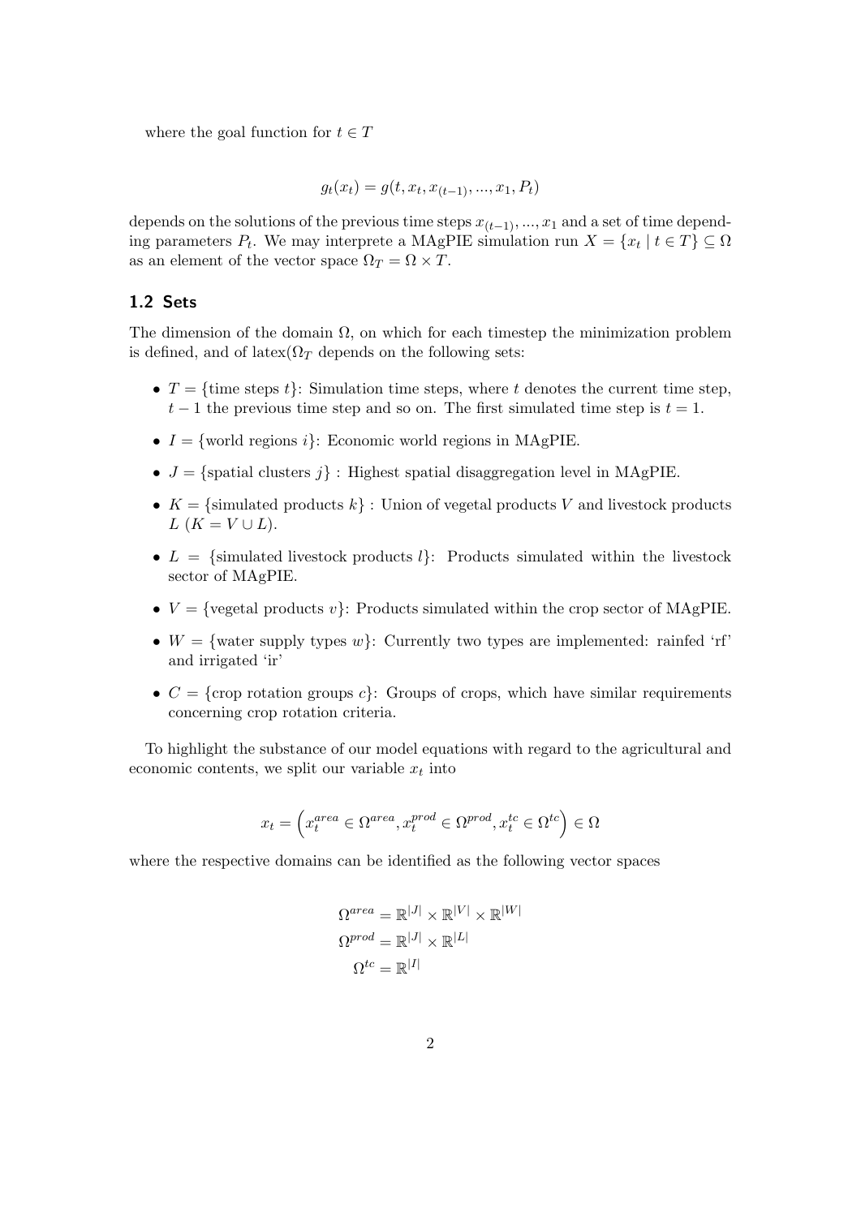where the goal function for $t \in T$

$$g_t(x_t) = g(t, x_t, x_{(t-1)}, ..., x_1, P_t)$$

depends on the solutions of the previous time steps $x_{(t-1)}, ..., x_1$ and a set of time depending parameters $P_t$. We may interprete a MAgPIE simulation run $X = \{x_t \mid t \in T\} \subseteq \Omega$ as an element of the vector space $\Omega_T = \Omega \times T$.

## 1.2 Sets

The dimension of the domain $\Omega$, on which for each timestep the minimization problem is defined, and of latex($\Omega_T$ depends on the following sets:

- $T = \{\text{time steps } t\}$: Simulation time steps, where $t$ denotes the current time step, $t-1$ the previous time step and so on. The first simulated time step is $t = 1$.
- $I = \{\text{world regions } i\}$: Economic world regions in MAgPIE.
- $J = \{\text{spatial clusters } j\}$ : Highest spatial disaggregation level in MAgPIE.
- $K = \{\text{simulated products } k\}$ : Union of vegetal products $V$ and livestock products $L$ ($K = V \cup L$).
- $L = \{\text{simulated livestock products } l\}$: Products simulated within the livestock sector of MAgPIE.
- $V = \{\text{vegetal products } v\}$: Products simulated within the crop sector of MAgPIE.
- $W = \{\text{water supply types } w\}$: Currently two types are implemented: rainfed 'rf' and irrigated 'ir'
- $C = \{\text{crop rotation groups } c\}$: Groups of crops, which have similar requirements concerning crop rotation criteria.

To highlight the substance of our model equations with regard to the agricultural and economic contents, we split our variable $x_t$ into

$$x_t = \left(x_t^{area} \in \Omega^{area}, x_t^{prod} \in \Omega^{prod}, x_t^{tc} \in \Omega^{tc}\right) \in \Omega$$

where the respective domains can be identified as the following vector spaces

$$\begin{aligned}
\Omega^{area} &= \mathbb{R}^{|J|} \times \mathbb{R}^{|V|} \times \mathbb{R}^{|W|} \\
\Omega^{prod} &= \mathbb{R}^{|J|} \times \mathbb{R}^{|L|} \\
\Omega^{tc} &= \mathbb{R}^{|I|}
\end{aligned}$$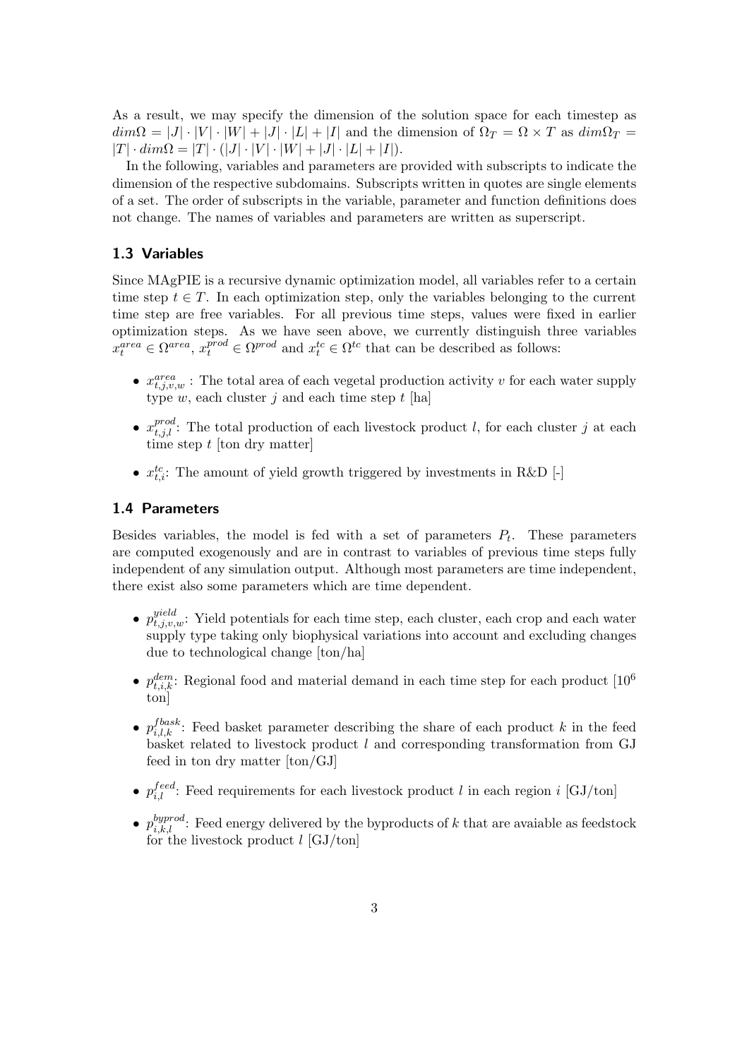As a result, we may specify the dimension of the solution space for each timestep as $dim\Omega = |J| \cdot |V| \cdot |W| + |J| \cdot |L| + |I|$ and the dimension of $\Omega_T = \Omega \times T$ as $dim\Omega_T = |T| \cdot dim\Omega = |T| \cdot (|J| \cdot |V| \cdot |W| + |J| \cdot |L| + |I|)$.

In the following, variables and parameters are provided with subscripts to indicate the dimension of the respective subdomains. Subscripts written in quotes are single elements of a set. The order of subscripts in the variable, parameter and function definitions does not change. The names of variables and parameters are written as superscript.

### 1.3 Variables

Since MAgPIE is a recursive dynamic optimization model, all variables refer to a certain time step $t \in T$. In each optimization step, only the variables belonging to the current time step are free variables. For all previous time steps, values were fixed in earlier optimization steps. As we have seen above, we currently distinguish three variables $x_t^{area} \in \Omega^{area}$, $x_t^{prod} \in \Omega^{prod}$ and $x_t^{tc} \in \Omega^{tc}$ that can be described as follows:

- $x_{t,j,v,w}^{area}$ : The total area of each vegetal production activity $v$ for each water supply type $w$, each cluster $j$ and each time step $t$ [ha]
- $x_{t,j,l}^{prod}$: The total production of each livestock product $l$, for each cluster $j$ at each time step $t$ [ton dry matter]
- $x_{t,i}^{tc}$: The amount of yield growth triggered by investments in R&D [-]

### 1.4 Parameters

Besides variables, the model is fed with a set of parameters $P_t$. These parameters are computed exogenously and are in contrast to variables of previous time steps fully independent of any simulation output. Although most parameters are time independent, there exist also some parameters which are time dependent.

- $p_{t,j,v,w}^{yield}$: Yield potentials for each time step, each cluster, each crop and each water supply type taking only biophysical variations into account and excluding changes due to technological change [ton/ha]
- $p_{t,i,k}^{dem}$: Regional food and material demand in each time step for each product [$10^6$ ton]
- $p_{i,l,k}^{fbask}$: Feed basket parameter describing the share of each product $k$ in the feed basket related to livestock product $l$ and corresponding transformation from GJ feed in ton dry matter [ton/GJ]
- $p_{i,l}^{feed}$: Feed requirements for each livestock product $l$ in each region $i$ [GJ/ton]
- $p_{i,k,l}^{byprod}$: Feed energy delivered by the byproducts of $k$ that are avaiable as feedstock for the livestock product $l$ [GJ/ton]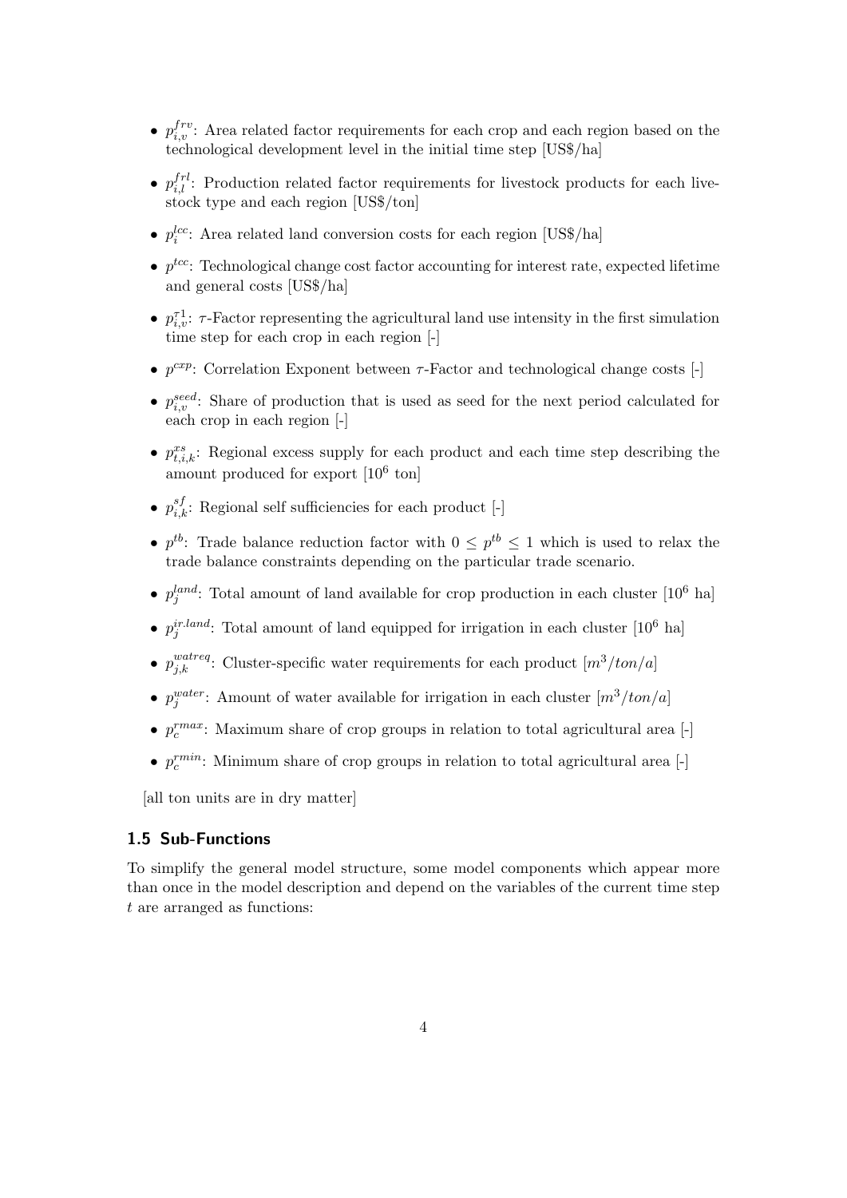- $p^{frv}_{i,v}$: Area related factor requirements for each crop and each region based on the technological development level in the initial time step [US$/ha]
- $p^{frl}_{i,l}$: Production related factor requirements for livestock products for each livestock type and each region [US$/ton]
- $p^{lcc}_{i}$: Area related land conversion costs for each region [US$/ha]
- $p^{tcc}$: Technological change cost factor accounting for interest rate, expected lifetime and general costs [US$/ha]
- $p^{\tau 1}_{i,v}$: $\tau$-Factor representing the agricultural land use intensity in the first simulation time step for each crop in each region [-]
- $p^{cxp}$: Correlation Exponent between $\tau$-Factor and technological change costs [-]
- $p^{seed}_{i,v}$: Share of production that is used as seed for the next period calculated for each crop in each region [-]
- $p^{xs}_{t,i,k}$: Regional excess supply for each product and each time step describing the amount produced for export [$10^6$ ton]
- $p^{sf}_{i,k}$: Regional self sufficiencies for each product [-]
- $p^{tb}$: Trade balance reduction factor with $0 \leq p^{tb} \leq 1$ which is used to relax the trade balance constraints depending on the particular trade scenario.
- $p^{land}_{j}$: Total amount of land available for crop production in each cluster [$10^6$ ha]
- $p^{ir.land}_{j}$: Total amount of land equipped for irrigation in each cluster [$10^6$ ha]
- $p^{watreq}_{j,k}$: Cluster-specific water requirements for each product [$m^3/ton/a$]
- $p^{water}_{j}$: Amount of water available for irrigation in each cluster [$m^3/ton/a$]
- $p^{rmax}_{c}$: Maximum share of crop groups in relation to total agricultural area [-]
- $p^{rmin}_{c}$: Minimum share of crop groups in relation to total agricultural area [-]

[all ton units are in dry matter]

### 1.5 Sub-Functions

To simplify the general model structure, some model components which appear more than once in the model description and depend on the variables of the current time step $t$ are arranged as functions: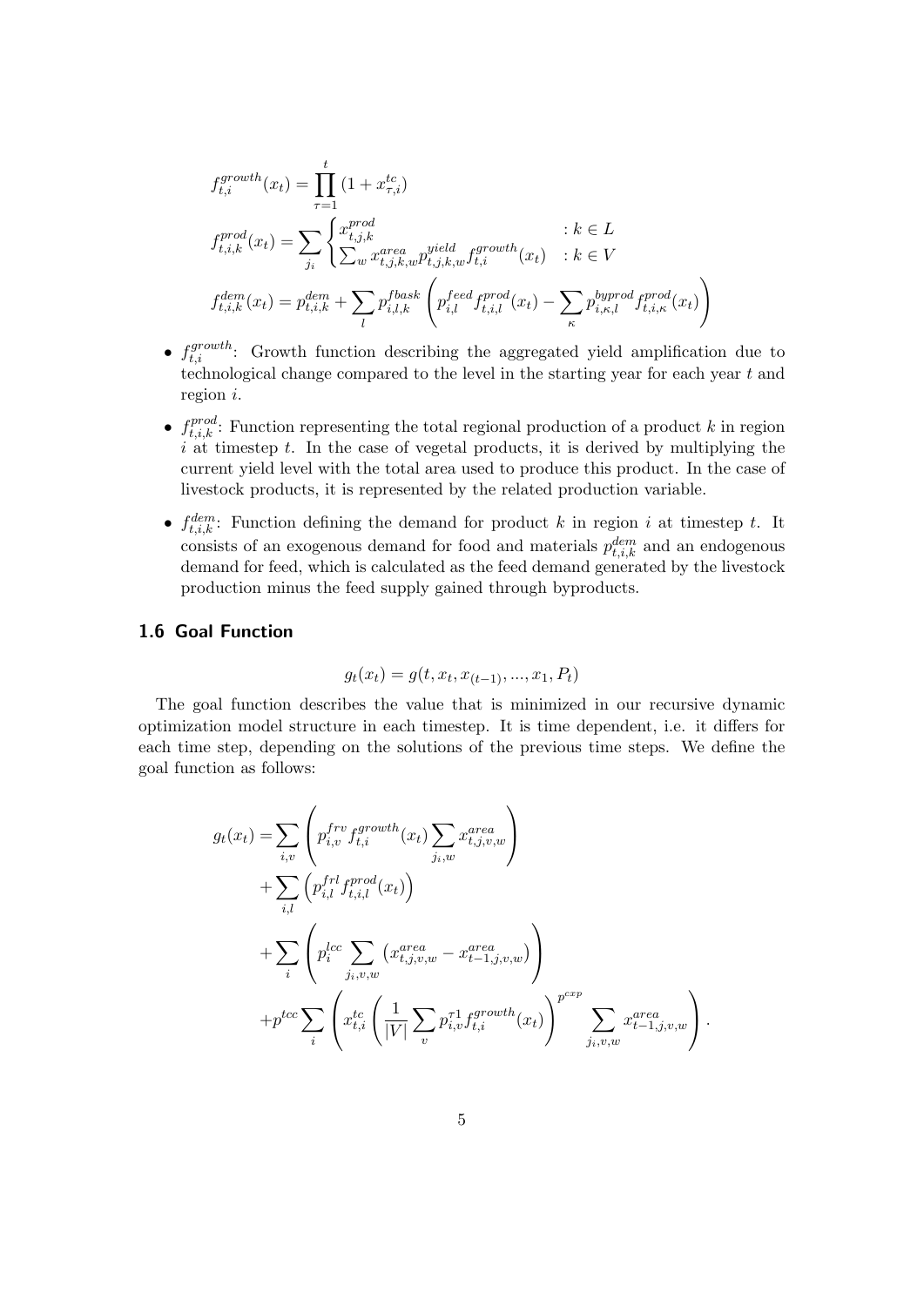$$f_{t,i}^{growth}(x_t) = \prod_{\tau=1}^{t} (1 + x_{\tau,i}^{tc})$$

$$f_{t,i,k}^{prod}(x_t) = \sum_{j_i} \begin{cases} x_{t,j,k}^{prod} & : k \in L \\ \sum_w x_{t,j,k,w}^{area} p_{t,j,k,w}^{yield} f_{t,i}^{growth}(x_t) & : k \in V \end{cases}$$

$$f_{t,i,k}^{dem}(x_t) = p_{t,i,k}^{dem} + \sum_l p_{i,l,k}^{fbask} \left( p_{i,l}^{feed} f_{t,i,l}^{prod}(x_t) - \sum_\kappa p_{i,\kappa,l}^{byprod} f_{t,i,\kappa}^{prod}(x_t) \right)$$

- $f_{t,i}^{growth}$: Growth function describing the aggregated yield amplification due to technological change compared to the level in the starting year for each year $t$ and region $i$.
- $f_{t,i,k}^{prod}$: Function representing the total regional production of a product $k$ in region $i$ at timestep $t$. In the case of vegetal products, it is derived by multiplying the current yield level with the total area used to produce this product. In the case of livestock products, it is represented by the related production variable.
- $f_{t,i,k}^{dem}$: Function defining the demand for product $k$ in region $i$ at timestep $t$. It consists of an exogenous demand for food and materials $p_{t,i,k}^{dem}$ and an endogenous demand for feed, which is calculated as the feed demand generated by the livestock production minus the feed supply gained through byproducts.

### 1.6 Goal Function

$$g_t(x_t) = g(t, x_t, x_{(t-1)}, ..., x_1, P_t)$$

The goal function describes the value that is minimized in our recursive dynamic optimization model structure in each timestep. It is time dependent, i.e. it differs for each time step, depending on the solutions of the previous time steps. We define the goal function as follows:

$$\begin{aligned} g_t(x_t) = & \sum_{i,v} \left( p_{i,v}^{frv} f_{t,i}^{growth}(x_t) \sum_{j_i,w} x_{t,j,v,w}^{area} \right) \\ & + \sum_{i,l} \left( p_{i,l}^{frl} f_{t,i,l}^{prod}(x_t) \right) \\ & + \sum_i \left( p_i^{lcc} \sum_{j_i,v,w} \left( x_{t,j,v,w}^{area} - x_{t-1,j,v,w}^{area} \right) \right) \\ & + p^{tcc} \sum_i \left( x_{t,i}^{tc} \left( \frac{1}{|V|} \sum_v p_{i,v}^{\tau 1} f_{t,i}^{growth}(x_t) \right)^{p^{cxp}} \sum_{j_i,v,w} x_{t-1,j,v,w}^{area} \right). \end{aligned}$$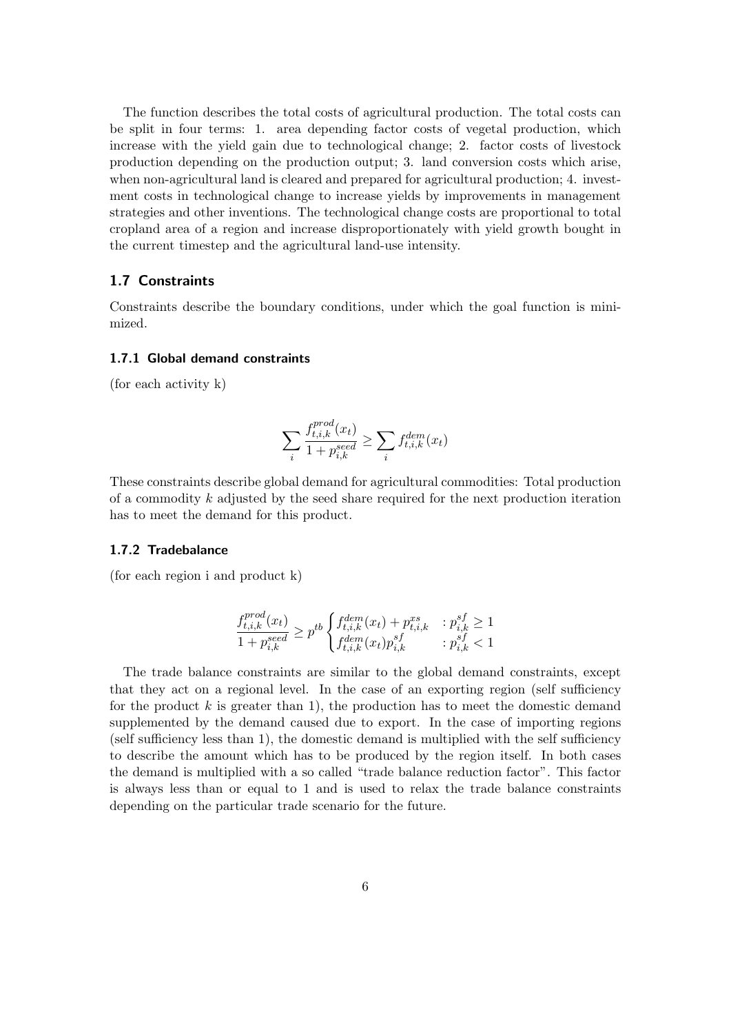The function describes the total costs of agricultural production. The total costs can be split in four terms: 1. area depending factor costs of vegetal production, which increase with the yield gain due to technological change; 2. factor costs of livestock production depending on the production output; 3. land conversion costs which arise, when non-agricultural land is cleared and prepared for agricultural production; 4. investment costs in technological change to increase yields by improvements in management strategies and other inventions. The technological change costs are proportional to total cropland area of a region and increase disproportionately with yield growth bought in the current timestep and the agricultural land-use intensity.

### 1.7 Constraints

Constraints describe the boundary conditions, under which the goal function is minimized.

#### 1.7.1 Global demand constraints

(for each activity k)

$$\sum_i \frac{f^{prod}_{t,i,k}(x_t)}{1 + p^{seed}_{i,k}} \geq \sum_i f^{dem}_{t,i,k}(x_t)$$

These constraints describe global demand for agricultural commodities: Total production of a commodity $k$ adjusted by the seed share required for the next production iteration has to meet the demand for this product.

#### 1.7.2 Tradebalance

(for each region i and product k)

$$\frac{f^{prod}_{t,i,k}(x_t)}{1 + p^{seed}_{i,k}} \geq p^{tb} \begin{cases} f^{dem}_{t,i,k}(x_t) + p^{xs}_{t,i,k} & : p^{sf}_{i,k} \geq 1 \\ f^{dem}_{t,i,k}(x_t) p^{sf}_{i,k} & : p^{sf}_{i,k} < 1 \end{cases}$$

The trade balance constraints are similar to the global demand constraints, except that they act on a regional level. In the case of an exporting region (self sufficiency for the product $k$ is greater than 1), the production has to meet the domestic demand supplemented by the demand caused due to export. In the case of importing regions (self sufficiency less than 1), the domestic demand is multiplied with the self sufficiency to describe the amount which has to be produced by the region itself. In both cases the demand is multiplied with a so called "trade balance reduction factor". This factor is always less than or equal to 1 and is used to relax the trade balance constraints depending on the particular trade scenario for the future.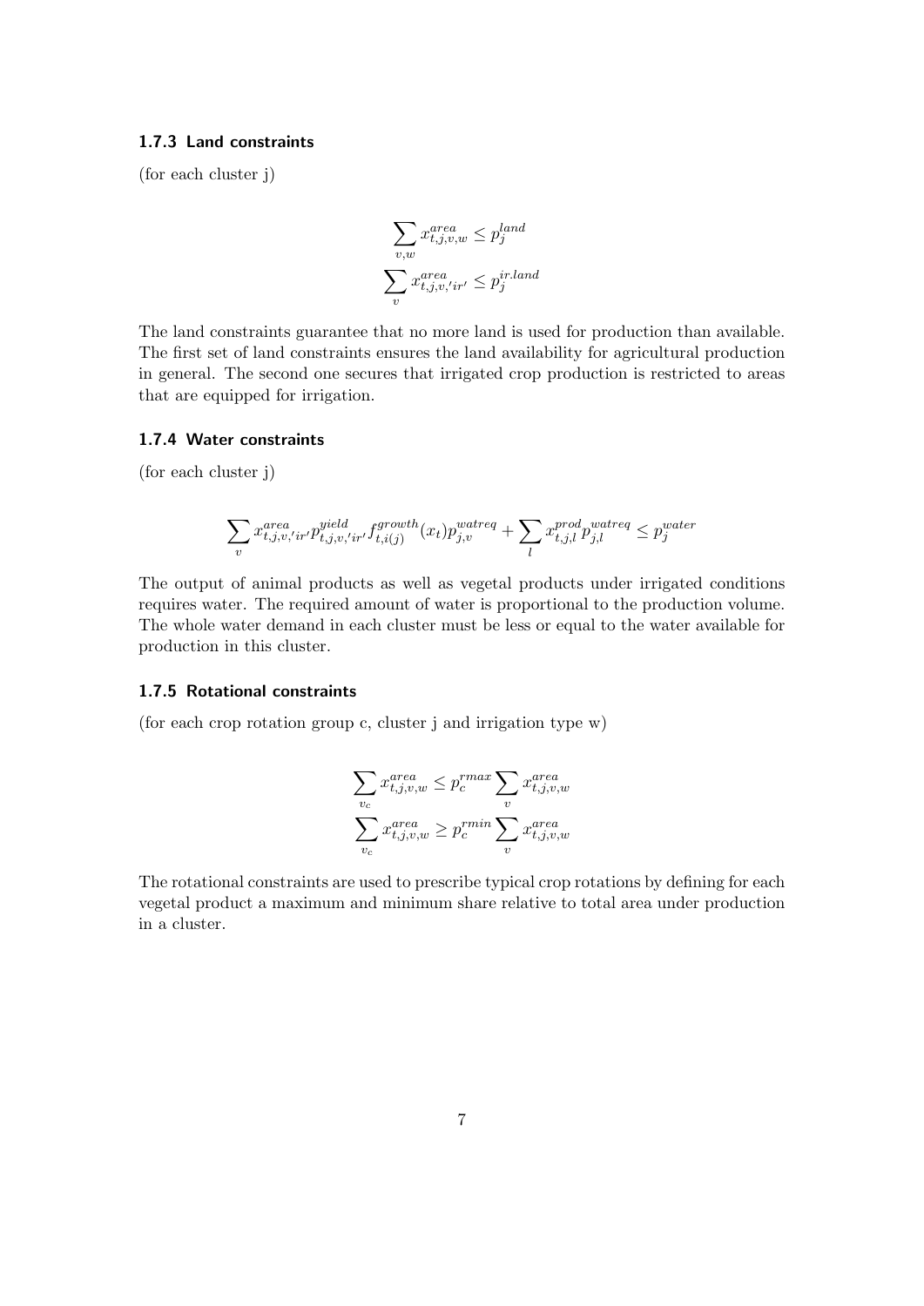### 1.7.3 Land constraints

(for each cluster j)

$$\sum_{v,w} x^{area}_{t,j,v,w} \leq p^{land}_{j}$$

$$\sum_{v} x^{area}_{t,j,v,'ir'} \leq p^{ir.land}_{j}$$

The land constraints guarantee that no more land is used for production than available. The first set of land constraints ensures the land availability for agricultural production in general. The second one secures that irrigated crop production is restricted to areas that are equipped for irrigation.

### 1.7.4 Water constraints

(for each cluster j)

$$\sum_{v} x^{area}_{t,j,v,'ir'} p^{yield}_{t,j,v,'ir'} f^{growth}_{t,i(j)}(x_t) p^{watreq}_{j,v} + \sum_{l} x^{prod}_{t,j,l} p^{watreq}_{j,l} \leq p^{water}_{j}$$

The output of animal products as well as vegetal products under irrigated conditions requires water. The required amount of water is proportional to the production volume. The whole water demand in each cluster must be less or equal to the water available for production in this cluster.

### 1.7.5 Rotational constraints

(for each crop rotation group c, cluster j and irrigation type w)

$$\sum_{v_c} x^{area}_{t,j,v,w} \leq p^{rmax}_{c} \sum_{v} x^{area}_{t,j,v,w}$$

$$\sum_{v_c} x^{area}_{t,j,v,w} \geq p^{rmin}_{c} \sum_{v} x^{area}_{t,j,v,w}$$

The rotational constraints are used to prescribe typical crop rotations by defining for each vegetal product a maximum and minimum share relative to total area under production in a cluster.